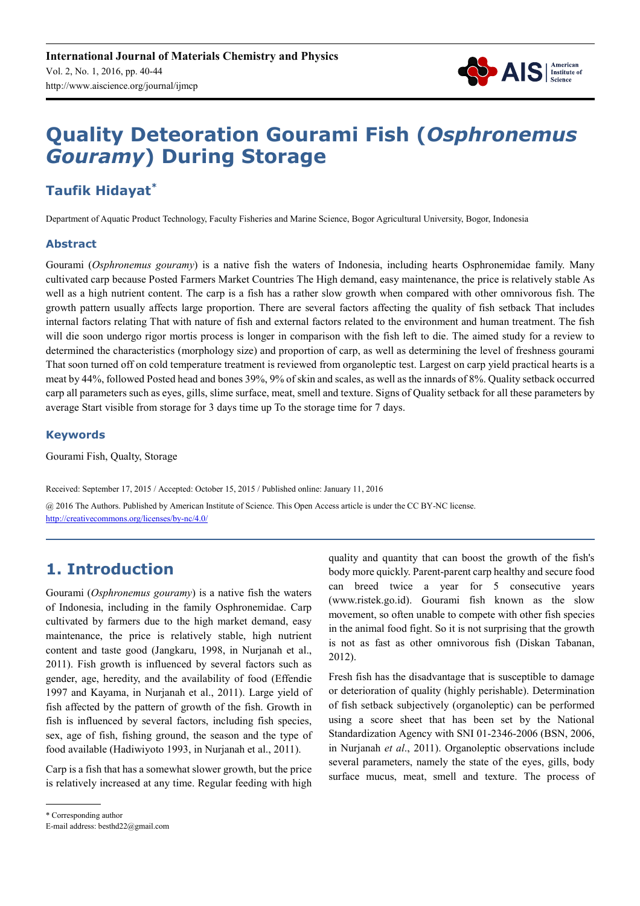# Quality Deteoration Gourami Fish (*Osphronemus Gouramy*) During Storage

## Taufik Hidayat*

Department of Aquatic Product Technology, Faculty Fisheries and Marine Science, Bogor Agricultural University, Bogor, Indonesia

### Abstract

Gourami (*Osphronemus gouramy*) is a native fish the waters of Indonesia, including hearts Osphronemidae family. Many cultivated carp because Posted Farmers Market Countries The High demand, easy maintenance, the price is relatively stable As well as a high nutrient content. The carp is a fish has a rather slow growth when compared with other omnivorous fish. The growth pattern usually affects large proportion. There are several factors affecting the quality of fish setback That includes internal factors relating That with nature of fish and external factors related to the environment and human treatment. The fish will die soon undergo rigor mortis process is longer in comparison with the fish left to die. The aimed study for a review to determined the characteristics (morphology size) and proportion of carp, as well as determining the level of freshness gourami That soon turned off on cold temperature treatment is reviewed from organoleptic test. Largest on carp yield practical hearts is a meat by 44%, followed Posted head and bones 39%, 9% of skin and scales, as well as the innards of 8%. Quality setback occurred carp all parameters such as eyes, gills, slime surface, meat, smell and texture. Signs of Quality setback for all these parameters by average Start visible from storage for 3 days time up To the storage time for 7 days.

### Keywords

Gourami Fish, Qualty, Storage

Received: September 17, 2015 / Accepted: October 15, 2015 / Published online: January 11, 2016

@ 2016 The Authors. Published by American Institute of Science. This Open Access article is under the CC BY-NC license. http://creativecommons.org/licenses/by-nc/4.0/

## 1. Introduction

Gourami (*Osphronemus gouramy*) is a native fish the waters of Indonesia, including in the family Osphronemidae. Carp cultivated by farmers due to the high market demand, easy maintenance, the price is relatively stable, high nutrient content and taste good (Jangkaru, 1998, in Nurjanah et al., 2011). Fish growth is influenced by several factors such as gender, age, heredity, and the availability of food (Effendie 1997 and Kayama, in Nurjanah et al., 2011). Large yield of fish affected by the pattern of growth of the fish. Growth in fish is influenced by several factors, including fish species, sex, age of fish, fishing ground, the season and the type of food available (Hadiwiyoto 1993, in Nurjanah et al., 2011).

Carp is a fish that has a somewhat slower growth, but the price is relatively increased at any time. Regular feeding with high quality and quantity that can boost the growth of the fish's body more quickly. Parent-parent carp healthy and secure food can breed twice a year for 5 consecutive years (www.ristek.go.id). Gourami fish known as the slow movement, so often unable to compete with other fish species in the animal food fight. So it is not surprising that the growth is not as fast as other omnivorous fish (Diskan Tabanan, 2012).

Fresh fish has the disadvantage that is susceptible to damage or deterioration of quality (highly perishable). Determination of fish setback subjectively (organoleptic) can be performed using a score sheet that has been set by the National Standardization Agency with SNI 01-2346-2006 (BSN, 2006, in Nurjanah *et al*., 2011). Organoleptic observations include several parameters, namely the state of the eyes, gills, body surface mucus, meat, smell and texture. The process of

* Corresponding author
E-mail address: besthd22@gmail.com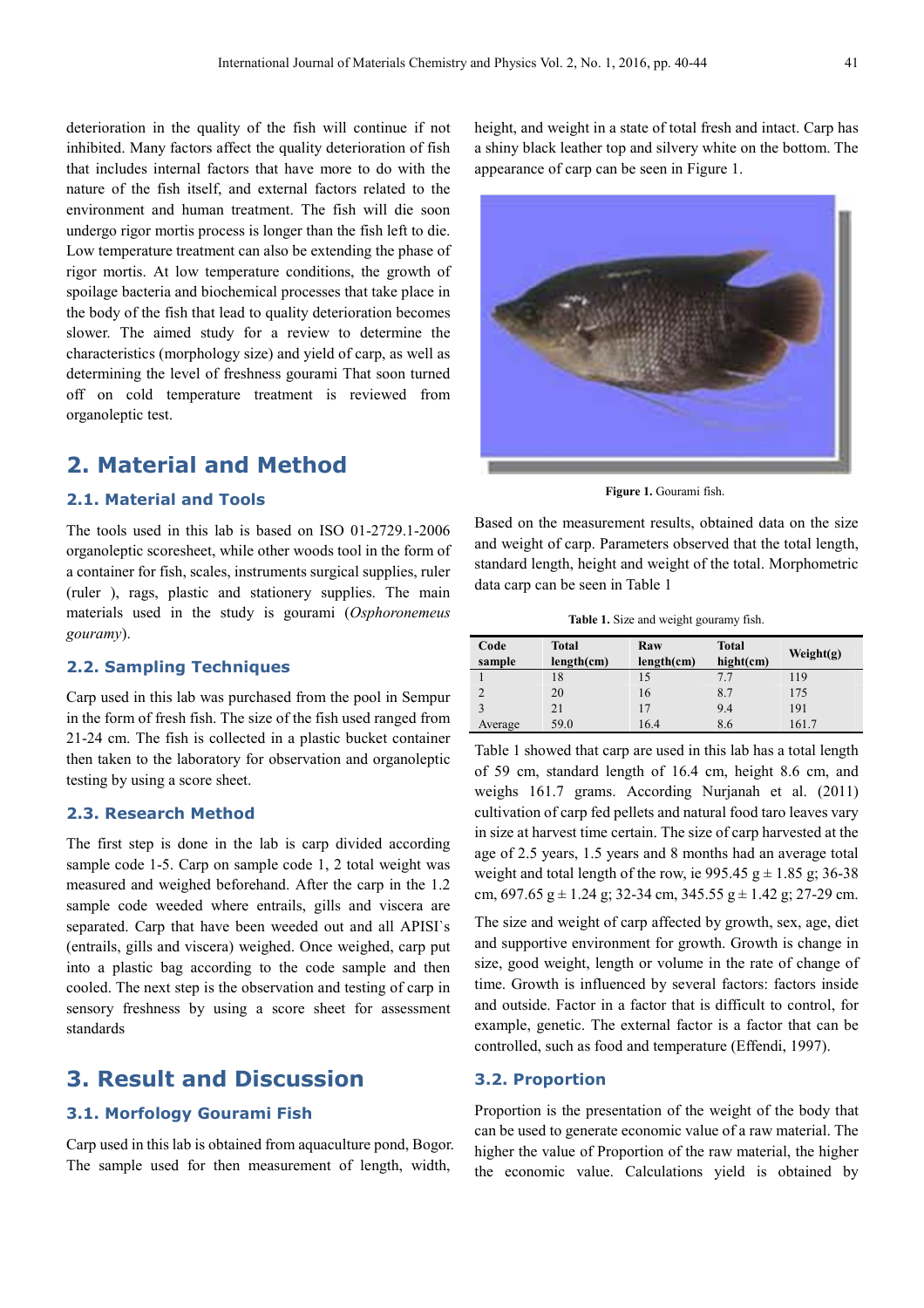deterioration in the quality of the fish will continue if not inhibited. Many factors affect the quality deterioration of fish that includes internal factors that have more to do with the nature of the fish itself, and external factors related to the environment and human treatment. The fish will die soon undergo rigor mortis process is longer than the fish left to die. Low temperature treatment can also be extending the phase of rigor mortis. At low temperature conditions, the growth of spoilage bacteria and biochemical processes that take place in the body of the fish that lead to quality deterioration becomes slower. The aimed study for a review to determine the characteristics (morphology size) and yield of carp, as well as determining the level of freshness gourami That soon turned off on cold temperature treatment is reviewed from organoleptic test.

## 2. Material and Method

### 2.1. Material and Tools

The tools used in this lab is based on ISO 01-2729.1-2006 organoleptic scoresheet, while other woods tool in the form of a container for fish, scales, instruments surgical supplies, ruler (ruler ), rags, plastic and stationery supplies. The main materials used in the study is gourami (*Osphoronemeus gouramy*).

### 2.2. Sampling Techniques

Carp used in this lab was purchased from the pool in Sempur in the form of fresh fish. The size of the fish used ranged from 21-24 cm. The fish is collected in a plastic bucket container then taken to the laboratory for observation and organoleptic testing by using a score sheet.

### 2.3. Research Method

The first step is done in the lab is carp divided according sample code 1-5. Carp on sample code 1, 2 total weight was measured and weighed beforehand. After the carp in the 1.2 sample code weeded where entrails, gills and viscera are separated. Carp that have been weeded out and all APISI`s (entrails, gills and viscera) weighed. Once weighed, carp put into a plastic bag according to the code sample and then cooled. The next step is the observation and testing of carp in sensory freshness by using a score sheet for assessment standards

## 3. Result and Discussion

### 3.1. Morfology Gourami Fish

Carp used in this lab is obtained from aquaculture pond, Bogor. The sample used for then measurement of length, width, height, and weight in a state of total fresh and intact. Carp has a shiny black leather top and silvery white on the bottom. The appearance of carp can be seen in Figure 1.

**Figure 1.** Gourami fish.

Based on the measurement results, obtained data on the size and weight of carp. Parameters observed that the total length, standard length, height and weight of the total. Morphometric data carp can be seen in Table 1

**Table 1.** Size and weight gouramy fish.

| Code sample | Total length(cm) | Raw length(cm) | Total hight(cm) | Weight(g) |
|---|---|---|---|---|
| 1 | 18 | 15 | 7.7 | 119 |
| 2 | 20 | 16 | 8.7 | 175 |
| 3 | 21 | 17 | 9.4 | 191 |
| Average | 59.0 | 16.4 | 8.6 | 161.7 |

Table 1 showed that carp are used in this lab has a total length of 59 cm, standard length of 16.4 cm, height 8.6 cm, and weighs 161.7 grams. According Nurjanah et al. (2011) cultivation of carp fed pellets and natural food taro leaves vary in size at harvest time certain. The size of carp harvested at the age of 2.5 years, 1.5 years and 8 months had an average total weight and total length of the row, ie 995.45 g ± 1.85 g; 36-38 cm, 697.65 g ± 1.24 g; 32-34 cm, 345.55 g ± 1.42 g; 27-29 cm.

The size and weight of carp affected by growth, sex, age, diet and supportive environment for growth. Growth is change in size, good weight, length or volume in the rate of change of time. Growth is influenced by several factors: factors inside and outside. Factor in a factor that is difficult to control, for example, genetic. The external factor is a factor that can be controlled, such as food and temperature (Effendi, 1997).

### 3.2. Proportion

Proportion is the presentation of the weight of the body that can be used to generate economic value of a raw material. The higher the value of Proportion of the raw material, the higher the economic value. Calculations yield is obtained by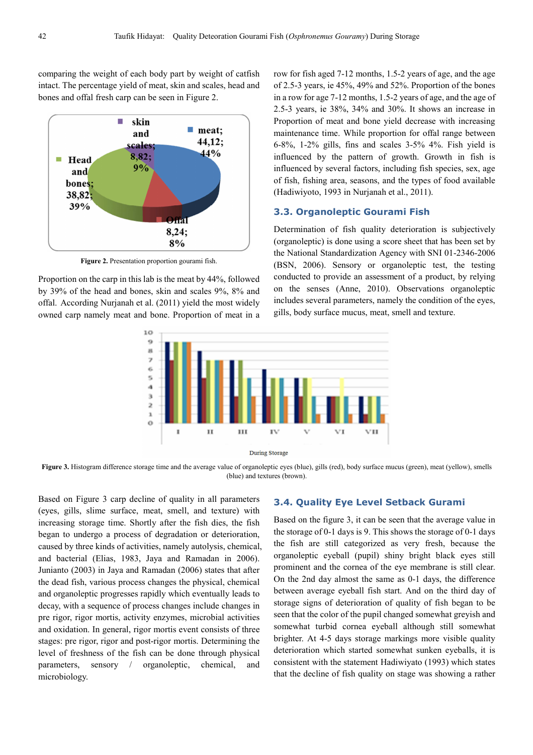comparing the weight of each body part by weight of catfish intact. The percentage yield of meat, skin and scales, head and bones and offal fresh carp can be seen in Figure 2.

**Figure 2.** Presentation proportion gourami fish.

Proportion on the carp in this lab is the meat by 44%, followed by 39% of the head and bones, skin and scales 9%, 8% and offal. According Nurjanah et al. (2011) yield the most widely owned carp namely meat and bone. Proportion of meat in a row for fish aged 7-12 months, 1.5-2 years of age, and the age of 2.5-3 years, ie 45%, 49% and 52%. Proportion of the bones in a row for age 7-12 months, 1.5-2 years of age, and the age of 2.5-3 years, ie 38%, 34% and 30%. It shows an increase in Proportion of meat and bone yield decrease with increasing maintenance time. While proportion for offal range between 6-8%, 1-2% gills, fins and scales 3-5% 4%. Fish yield is influenced by the pattern of growth. Growth in fish is influenced by several factors, including fish species, sex, age of fish, fishing area, seasons, and the types of food available (Hadiwiyoto, 1993 in Nurjanah et al., 2011).

### 3.3. Organoleptic Gourami Fish

Determination of fish quality deterioration is subjectively (organoleptic) is done using a score sheet that has been set by the National Standardization Agency with SNI 01-2346-2006 (BSN, 2006). Sensory or organoleptic test, the testing conducted to provide an assessment of a product, by relying on the senses (Anne, 2010). Observations organoleptic includes several parameters, namely the condition of the eyes, gills, body surface mucus, meat, smell and texture.

**Figure 3.** Histogram difference storage time and the average value of organoleptic eyes (blue), gills (red), body surface mucus (green), meat (yellow), smells (blue) and textures (brown).

Based on Figure 3 carp decline of quality in all parameters (eyes, gills, slime surface, meat, smell, and texture) with increasing storage time. Shortly after the fish dies, the fish began to undergo a process of degradation or deterioration, caused by three kinds of activities, namely autolysis, chemical, and bacterial (Elias, 1983, Jaya and Ramadan in 2006). Junianto (2003) in Jaya and Ramadan (2006) states that after the dead fish, various process changes the physical, chemical and organoleptic progresses rapidly which eventually leads to decay, with a sequence of process changes include changes in pre rigor, rigor mortis, activity enzymes, microbial activities and oxidation. In general, rigor mortis event consists of three stages: pre rigor, rigor and post-rigor mortis. Determining the level of freshness of the fish can be done through physical parameters, sensory / organoleptic, chemical, and microbiology.

### 3.4. Quality Eye Level Setback Gurami

Based on the figure 3, it can be seen that the average value in the storage of 0-1 days is 9. This shows the storage of 0-1 days the fish are still categorized as very fresh, because the organoleptic eyeball (pupil) shiny bright black eyes still prominent and the cornea of the eye membrane is still clear. On the 2nd day almost the same as 0-1 days, the difference between average eyeball fish start. And on the third day of storage signs of deterioration of quality of fish began to be seen that the color of the pupil changed somewhat greyish and somewhat turbid cornea eyeball although still somewhat brighter. At 4-5 days storage markings more visible quality deterioration which started somewhat sunken eyeballs, it is consistent with the statement Hadiwiyato (1993) which states that the decline of fish quality on stage was showing a rather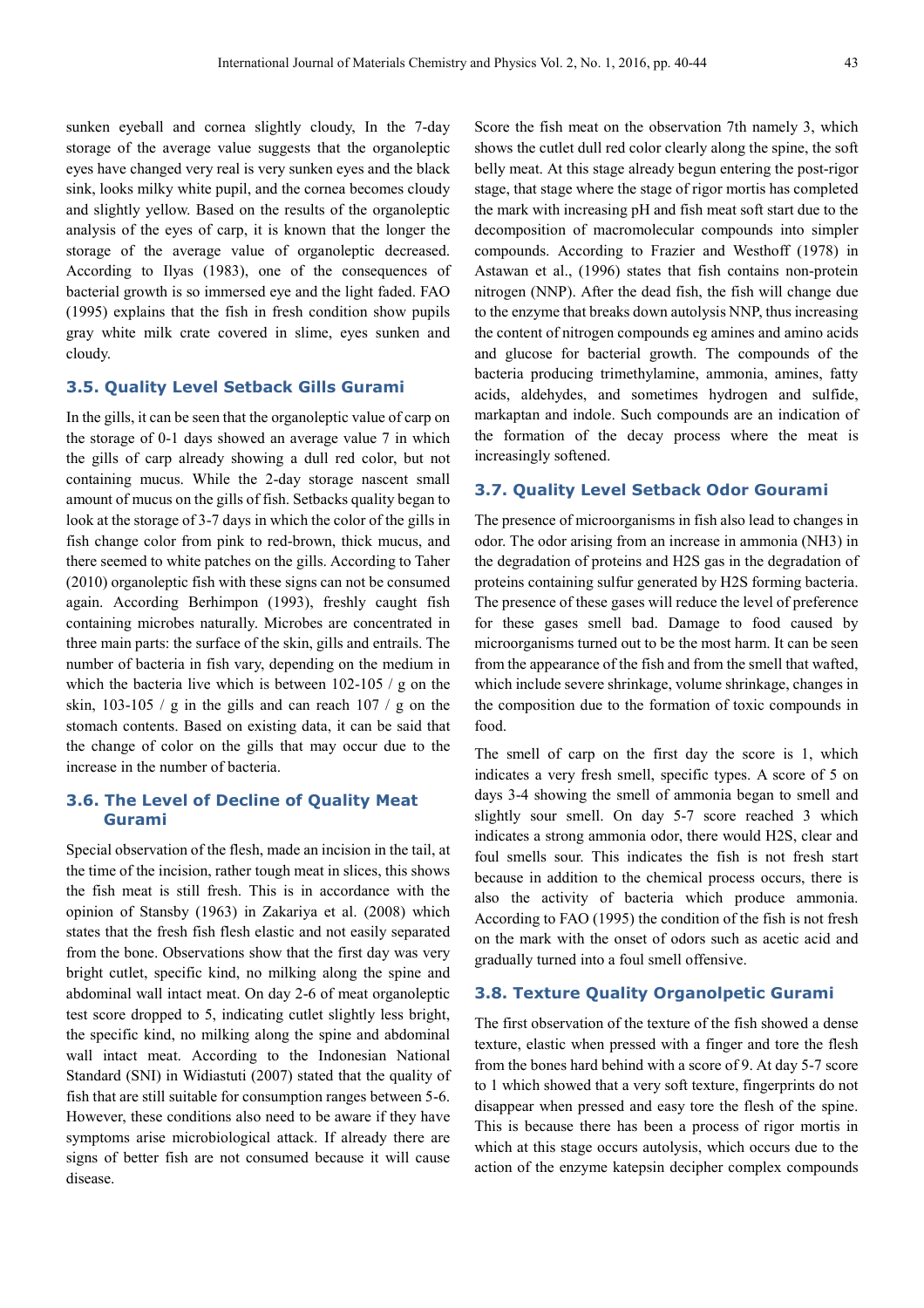sunken eyeball and cornea slightly cloudy, In the 7-day storage of the average value suggests that the organoleptic eyes have changed very real is very sunken eyes and the black sink, looks milky white pupil, and the cornea becomes cloudy and slightly yellow. Based on the results of the organoleptic analysis of the eyes of carp, it is known that the longer the storage of the average value of organoleptic decreased. According to Ilyas (1983), one of the consequences of bacterial growth is so immersed eye and the light faded. FAO (1995) explains that the fish in fresh condition show pupils gray white milk crate covered in slime, eyes sunken and cloudy.

### 3.5. Quality Level Setback Gills Gurami

In the gills, it can be seen that the organoleptic value of carp on the storage of 0-1 days showed an average value 7 in which the gills of carp already showing a dull red color, but not containing mucus. While the 2-day storage nascent small amount of mucus on the gills of fish. Setbacks quality began to look at the storage of 3-7 days in which the color of the gills in fish change color from pink to red-brown, thick mucus, and there seemed to white patches on the gills. According to Taher (2010) organoleptic fish with these signs can not be consumed again. According Berhimpon (1993), freshly caught fish containing microbes naturally. Microbes are concentrated in three main parts: the surface of the skin, gills and entrails. The number of bacteria in fish vary, depending on the medium in which the bacteria live which is between 102-105 / g on the skin, 103-105 / g in the gills and can reach 107 / g on the stomach contents. Based on existing data, it can be said that the change of color on the gills that may occur due to the increase in the number of bacteria.

### 3.6. The Level of Decline of Quality Meat Gurami

Special observation of the flesh, made an incision in the tail, at the time of the incision, rather tough meat in slices, this shows the fish meat is still fresh. This is in accordance with the opinion of Stansby (1963) in Zakariya et al. (2008) which states that the fresh fish flesh elastic and not easily separated from the bone. Observations show that the first day was very bright cutlet, specific kind, no milking along the spine and abdominal wall intact meat. On day 2-6 of meat organoleptic test score dropped to 5, indicating cutlet slightly less bright, the specific kind, no milking along the spine and abdominal wall intact meat. According to the Indonesian National Standard (SNI) in Widiastuti (2007) stated that the quality of fish that are still suitable for consumption ranges between 5-6. However, these conditions also need to be aware if they have symptoms arise microbiological attack. If already there are signs of better fish are not consumed because it will cause disease.

Score the fish meat on the observation 7th namely 3, which shows the cutlet dull red color clearly along the spine, the soft belly meat. At this stage already begun entering the post-rigor stage, that stage where the stage of rigor mortis has completed the mark with increasing pH and fish meat soft start due to the decomposition of macromolecular compounds into simpler compounds. According to Frazier and Westhoff (1978) in Astawan et al., (1996) states that fish contains non-protein nitrogen (NNP). After the dead fish, the fish will change due to the enzyme that breaks down autolysis NNP, thus increasing the content of nitrogen compounds eg amines and amino acids and glucose for bacterial growth. The compounds of the bacteria producing trimethylamine, ammonia, amines, fatty acids, aldehydes, and sometimes hydrogen and sulfide, markaptan and indole. Such compounds are an indication of the formation of the decay process where the meat is increasingly softened.

### 3.7. Quality Level Setback Odor Gourami

The presence of microorganisms in fish also lead to changes in odor. The odor arising from an increase in ammonia ($NH3$) in the degradation of proteins and $H2S$ gas in the degradation of proteins containing sulfur generated by $H2S$ forming bacteria. The presence of these gases will reduce the level of preference for these gases smell bad. Damage to food caused by microorganisms turned out to be the most harm. It can be seen from the appearance of the fish and from the smell that wafted, which include severe shrinkage, volume shrinkage, changes in the composition due to the formation of toxic compounds in food.

The smell of carp on the first day the score is 1, which indicates a very fresh smell, specific types. A score of 5 on days 3-4 showing the smell of ammonia began to smell and slightly sour smell. On day 5-7 score reached 3 which indicates a strong ammonia odor, there would H2S, clear and foul smells sour. This indicates the fish is not fresh start because in addition to the chemical process occurs, there is also the activity of bacteria which produce ammonia. According to FAO (1995) the condition of the fish is not fresh on the mark with the onset of odors such as acetic acid and gradually turned into a foul smell offensive.

### 3.8. Texture Quality Organolpetic Gurami

The first observation of the texture of the fish showed a dense texture, elastic when pressed with a finger and tore the flesh from the bones hard behind with a score of 9. At day 5-7 score to 1 which showed that a very soft texture, fingerprints do not disappear when pressed and easy tore the flesh of the spine. This is because there has been a process of rigor mortis in which at this stage occurs autolysis, which occurs due to the action of the enzyme katepsin decipher complex compounds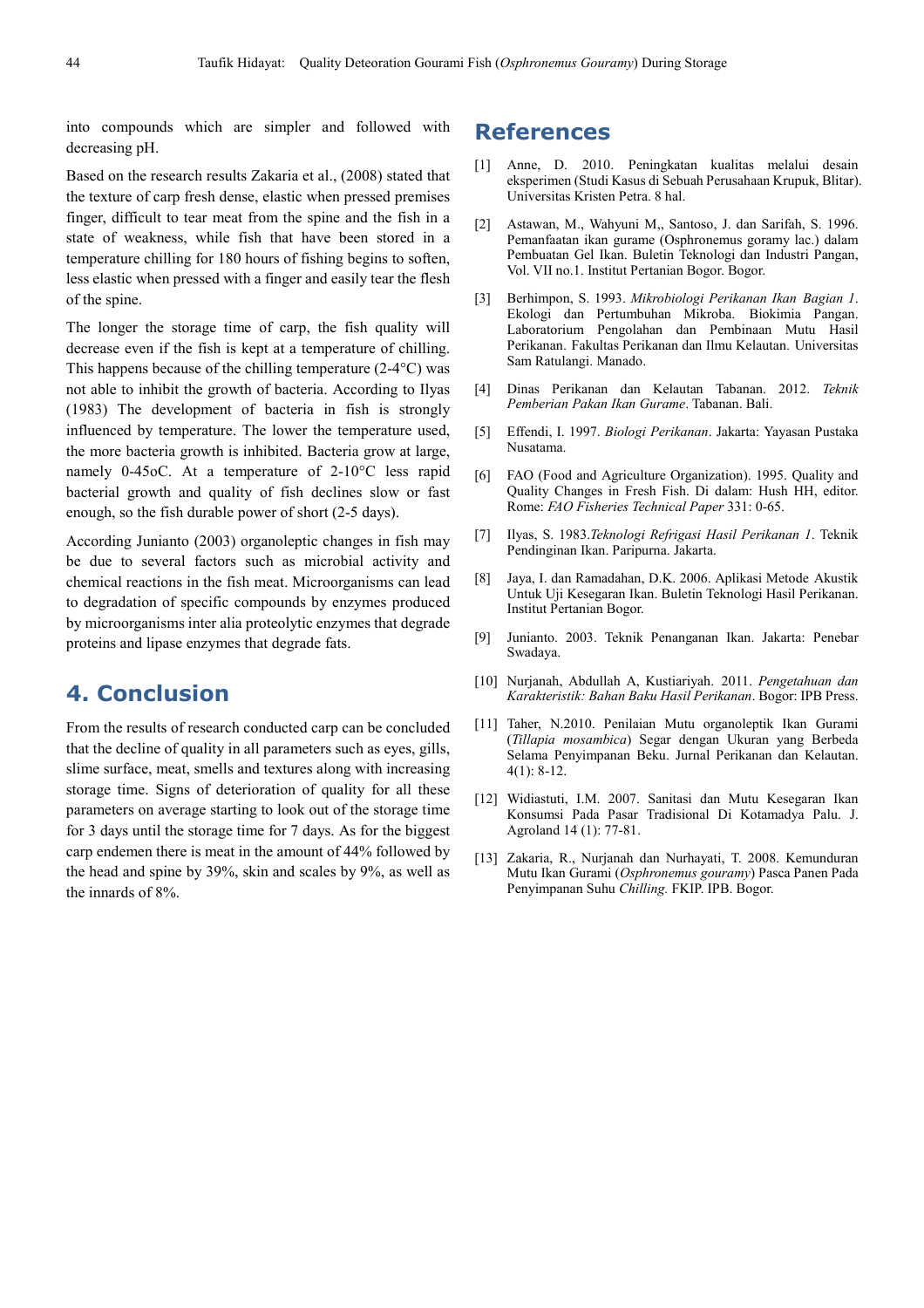into compounds which are simpler and followed with decreasing pH.

Based on the research results Zakaria et al., (2008) stated that the texture of carp fresh dense, elastic when pressed premises finger, difficult to tear meat from the spine and the fish in a state of weakness, while fish that have been stored in a temperature chilling for 180 hours of fishing begins to soften, less elastic when pressed with a finger and easily tear the flesh of the spine.

The longer the storage time of carp, the fish quality will decrease even if the fish is kept at a temperature of chilling. This happens because of the chilling temperature (2-4°C) was not able to inhibit the growth of bacteria. According to Ilyas (1983) The development of bacteria in fish is strongly influenced by temperature. The lower the temperature used, the more bacteria growth is inhibited. Bacteria grow at large, namely 0-45oC. At a temperature of 2-10°C less rapid bacterial growth and quality of fish declines slow or fast enough, so the fish durable power of short (2-5 days).

According Junianto (2003) organoleptic changes in fish may be due to several factors such as microbial activity and chemical reactions in the fish meat. Microorganisms can lead to degradation of specific compounds by enzymes produced by microorganisms inter alia proteolytic enzymes that degrade proteins and lipase enzymes that degrade fats.

## 4. Conclusion

From the results of research conducted carp can be concluded that the decline of quality in all parameters such as eyes, gills, slime surface, meat, smells and textures along with increasing storage time. Signs of deterioration of quality for all these parameters on average starting to look out of the storage time for 3 days until the storage time for 7 days. As for the biggest carp endemen there is meat in the amount of 44% followed by the head and spine by 39%, skin and scales by 9%, as well as the innards of 8%.

## References

[1] Anne, D. 2010. Peningkatan kualitas melalui desain eksperimen (Studi Kasus di Sebuah Perusahaan Krupuk, Blitar). Universitas Kristen Petra. 8 hal.

[2] Astawan, M., Wahyuni M,, Santoso, J. dan Sarifah, S. 1996. Pemanfaatan ikan gurame (Osphronemus goramy lac.) dalam Pembuatan Gel Ikan. Buletin Teknologi dan Industri Pangan, Vol. VII no.1. Institut Pertanian Bogor. Bogor.

[3] Berhimpon, S. 1993. *Mikrobiologi Perikanan Ikan Bagian 1*. Ekologi dan Pertumbuhan Mikroba. Biokimia Pangan. Laboratorium Pengolahan dan Pembinaan Mutu Hasil Perikanan. Fakultas Perikanan dan Ilmu Kelautan. Universitas Sam Ratulangi. Manado.

[4] Dinas Perikanan dan Kelautan Tabanan. 2012. *Teknik Pemberian Pakan Ikan Gurame*. Tabanan. Bali.

[5] Effendi, I. 1997. *Biologi Perikanan*. Jakarta: Yayasan Pustaka Nusatama.

[6] FAO (Food and Agriculture Organization). 1995. Quality and Quality Changes in Fresh Fish. Di dalam: Hush HH, editor. Rome: *FAO Fisheries Technical Paper* 331: 0-65.

[7] Ilyas, S. 1983.*Teknologi Refrigasi Hasil Perikanan 1*. Teknik Pendinginan Ikan. Paripurna. Jakarta.

[8] Jaya, I. dan Ramadahan, D.K. 2006. Aplikasi Metode Akustik Untuk Uji Kesegaran Ikan. Buletin Teknologi Hasil Perikanan. Institut Pertanian Bogor.

[9] Junianto. 2003. Teknik Penanganan Ikan. Jakarta: Penebar Swadaya.

[10] Nurjanah, Abdullah A, Kustiariyah. 2011. *Pengetahuan dan Karakteristik: Bahan Baku Hasil Perikanan*. Bogor: IPB Press.

[11] Taher, N.2010. Penilaian Mutu organoleptik Ikan Gurami (*Tillapia mosambica*) Segar dengan Ukuran yang Berbeda Selama Penyimpanan Beku. Jurnal Perikanan dan Kelautan. 4(1): 8-12.

[12] Widiastuti, I.M. 2007. Sanitasi dan Mutu Kesegaran Ikan Konsumsi Pada Pasar Tradisional Di Kotamadya Palu. J. Agroland 14 (1): 77-81.

[13] Zakaria, R., Nurjanah dan Nurhayati, T. 2008. Kemunduran Mutu Ikan Gurami (*Osphronemus gouramy*) Pasca Panen Pada Penyimpanan Suhu *Chilling.* FKIP. IPB. Bogor.